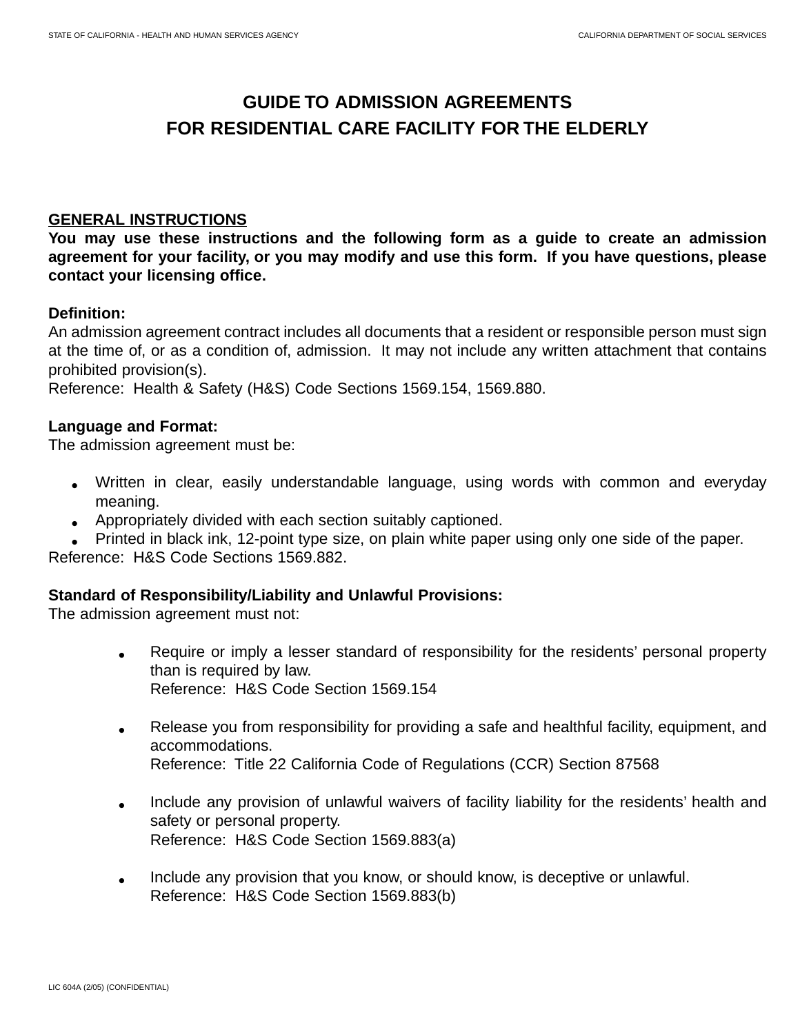# GUIDE TO ADMISSION AGREEMENTS
# FOR RESIDENTIAL CARE FACILITY FOR THE ELDERLY

## GENERAL INSTRUCTIONS

**You may use these instructions and the following form as a guide to create an admission agreement for your facility, or you may modify and use this form. If you have questions, please contact your licensing office.**

**Definition:**
An admission agreement contract includes all documents that a resident or responsible person must sign at the time of, or as a condition of, admission. It may not include any written attachment that contains prohibited provision(s).
Reference: Health & Safety (H&S) Code Sections 1569.154, 1569.880.

**Language and Format:**
The admission agreement must be:

- Written in clear, easily understandable language, using words with common and everyday meaning.
- Appropriately divided with each section suitably captioned.
- Printed in black ink, 12-point type size, on plain white paper using only one side of the paper.

Reference: H&S Code Sections 1569.882.

**Standard of Responsibility/Liability and Unlawful Provisions:**
The admission agreement must not:

- Require or imply a lesser standard of responsibility for the residents' personal property than is required by law.
  Reference: H&S Code Section 1569.154
- Release you from responsibility for providing a safe and healthful facility, equipment, and accommodations.
  Reference: Title 22 California Code of Regulations (CCR) Section 87568
- Include any provision of unlawful waivers of facility liability for the residents' health and safety or personal property.
  Reference: H&S Code Section 1569.883(a)
- Include any provision that you know, or should know, is deceptive or unlawful.
  Reference: H&S Code Section 1569.883(b)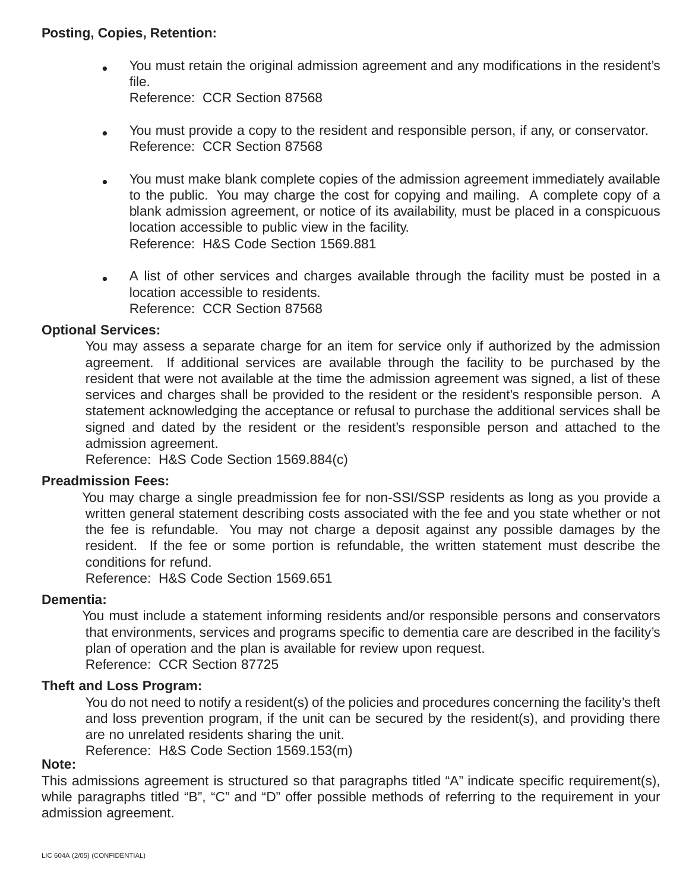**Posting, Copies, Retention:**

- You must retain the original admission agreement and any modifications in the resident's file.
  Reference: CCR Section 87568

- You must provide a copy to the resident and responsible person, if any, or conservator.
  Reference: CCR Section 87568

- You must make blank complete copies of the admission agreement immediately available to the public. You may charge the cost for copying and mailing. A complete copy of a blank admission agreement, or notice of its availability, must be placed in a conspicuous location accessible to public view in the facility.
  Reference: H&S Code Section 1569.881

- A list of other services and charges available through the facility must be posted in a location accessible to residents.
  Reference: CCR Section 87568

**Optional Services:**

You may assess a separate charge for an item for service only if authorized by the admission agreement. If additional services are available through the facility to be purchased by the resident that were not available at the time the admission agreement was signed, a list of these services and charges shall be provided to the resident or the resident's responsible person. A statement acknowledging the acceptance or refusal to purchase the additional services shall be signed and dated by the resident or the resident's responsible person and attached to the admission agreement.
Reference: H&S Code Section 1569.884(c)

**Preadmission Fees:**

You may charge a single preadmission fee for non-SSI/SSP residents as long as you provide a written general statement describing costs associated with the fee and you state whether or not the fee is refundable. You may not charge a deposit against any possible damages by the resident. If the fee or some portion is refundable, the written statement must describe the conditions for refund.
Reference: H&S Code Section 1569.651

**Dementia:**

You must include a statement informing residents and/or responsible persons and conservators that environments, services and programs specific to dementia care are described in the facility's plan of operation and the plan is available for review upon request.
Reference: CCR Section 87725

**Theft and Loss Program:**

You do not need to notify a resident(s) of the policies and procedures concerning the facility's theft and loss prevention program, if the unit can be secured by the resident(s), and providing there are no unrelated residents sharing the unit.
Reference: H&S Code Section 1569.153(m)

**Note:**

This admissions agreement is structured so that paragraphs titled "A" indicate specific requirement(s), while paragraphs titled "B", "C" and "D" offer possible methods of referring to the requirement in your admission agreement.

LIC 604A (2/05) (CONFIDENTIAL)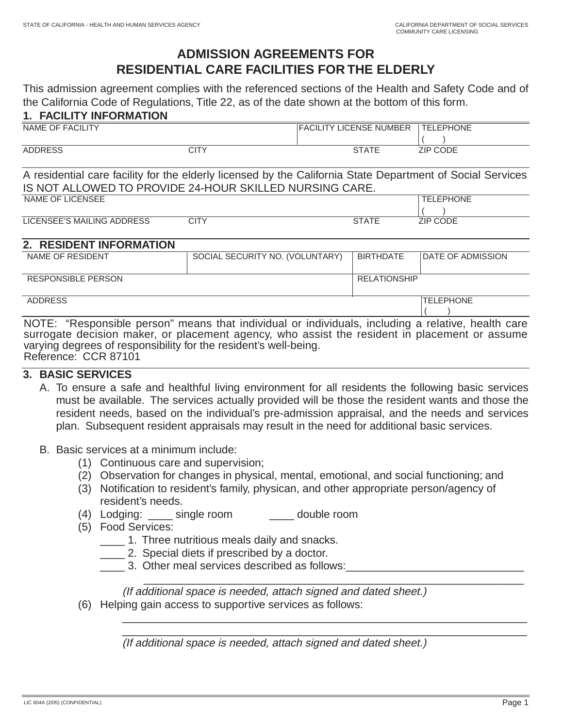STATE OF CALIFORNIA - HEALTH AND HUMAN SERVICES AGENCY

CALIFORNIA DEPARTMENT OF SOCIAL SERVICES
COMMUNITY CARE LICENSING

# ADMISSION AGREEMENTS FOR RESIDENTIAL CARE FACILITIES FOR THE ELDERLY

This admission agreement complies with the referenced sections of the Health and Safety Code and of the California Code of Regulations, Title 22, as of the date shown at the bottom of this form.

## 1. FACILITY INFORMATION

| NAME OF FACILITY | | FACILITY LICENSE NUMBER | TELEPHONE ( ) |
|---|---|---|---|
| ADDRESS | CITY | STATE | ZIP CODE |

A residential care facility for the elderly licensed by the California State Department of Social Services IS NOT ALLOWED TO PROVIDE 24-HOUR SKILLED NURSING CARE.

| NAME OF LICENSEE | | | TELEPHONE ( ) |
|---|---|---|---|
| LICENSEE'S MAILING ADDRESS | CITY | STATE | ZIP CODE |

## 2. RESIDENT INFORMATION

| NAME OF RESIDENT | SOCIAL SECURITY NO. (VOLUNTARY) | BIRTHDATE | DATE OF ADMISSION |
|---|---|---|---|
| RESPONSIBLE PERSON | | RELATIONSHIP | |
| ADDRESS | | | TELEPHONE ( ) |

NOTE: "Responsible person" means that individual or individuals, including a relative, health care surrogate decision maker, or placement agency, who assist the resident in placement or assume varying degrees of responsibility for the resident's well-being.
Reference: CCR 87101

## 3. BASIC SERVICES

A. To ensure a safe and healthful living environment for all residents the following basic services must be available. The services actually provided will be those the resident wants and those the resident needs, based on the individual's pre-admission appraisal, and the needs and services plan. Subsequent resident appraisals may result in the need for additional basic services.

B. Basic services at a minimum include:

(1) Continuous care and supervision;

(2) Observation for changes in physical, mental, emotional, and social functioning; and

(3) Notification to resident's family, physican, and other appropriate person/agency of resident's needs.

(4) Lodging: ____ single room ____ double room

(5) Food Services:

____ 1. Three nutritious meals daily and snacks.

____ 2. Special diets if prescribed by a doctor.

____ 3. Other meal services described as follows:_____________________________
_______________________________________________________________

*(If additional space is needed, attach signed and dated sheet.)*

(6) Helping gain access to supportive services as follows:
_______________________________________________________________
_______________________________________________________________

*(If additional space is needed, attach signed and dated sheet.)*

LIC 604A (2/05) (CONFIDENTIAL)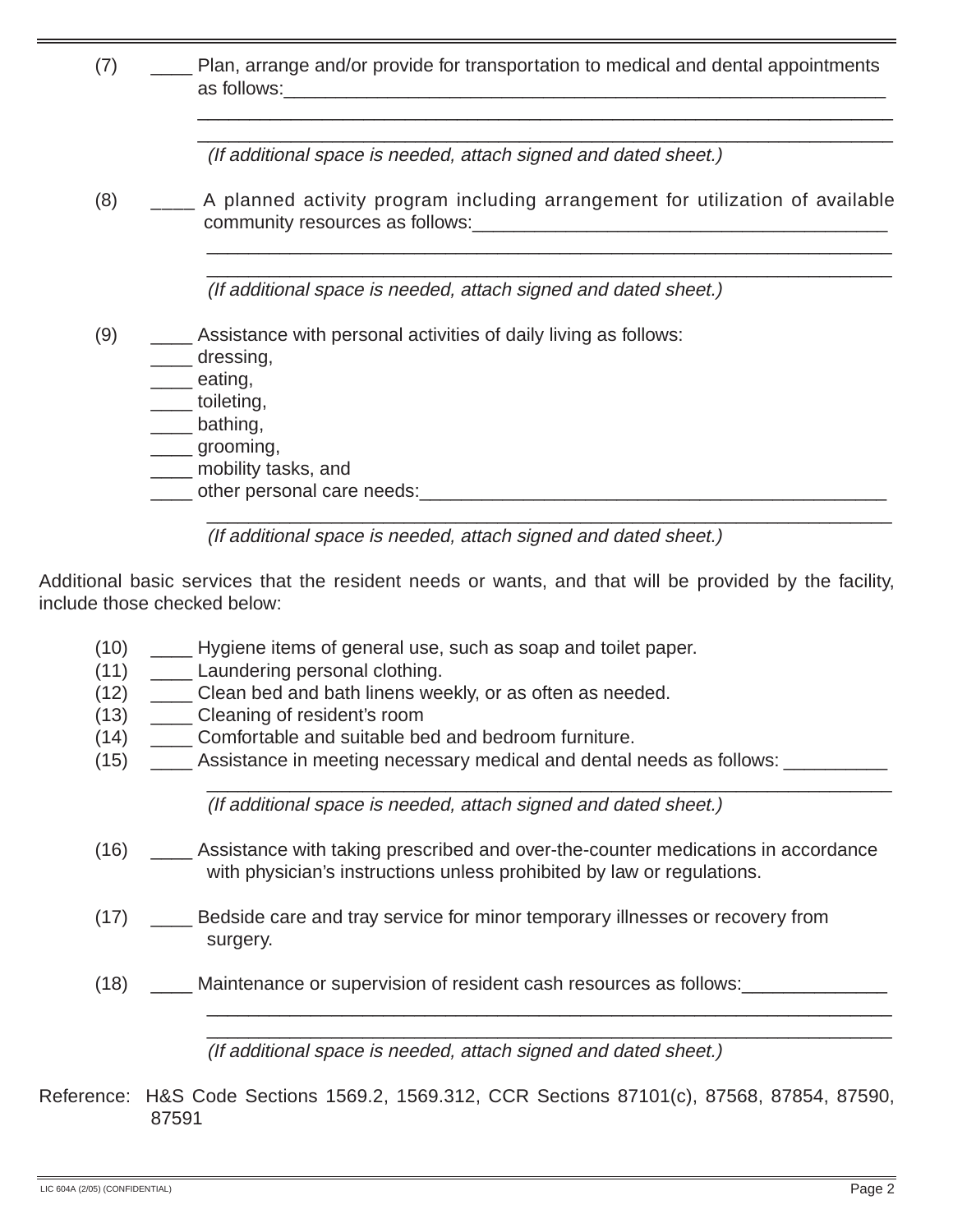(7) ____ Plan, arrange and/or provide for transportation to medical and dental appointments as follows:_______________________________________________________________
_____________________________________________________________________________
_____________________________________________________________________________
*(If additional space is needed, attach signed and dated sheet.)*

(8) ____ A planned activity program including arrangement for utilization of available community resources as follows:_________________________________________
_____________________________________________________________________________
_____________________________________________________________________________
*(If additional space is needed, attach signed and dated sheet.)*

(9) ____ Assistance with personal activities of daily living as follows:
____ dressing,
____ eating,
____ toileting,
____ bathing,
____ grooming,
____ mobility tasks, and
____ other personal care needs:_________________________________________________
_____________________________________________________________________________
*(If additional space is needed, attach signed and dated sheet.)*

Additional basic services that the resident needs or wants, and that will be provided by the facility, include those checked below:

(10) ____ Hygiene items of general use, such as soap and toilet paper.
(11) ____ Laundering personal clothing.
(12) ____ Clean bed and bath linens weekly, or as often as needed.
(13) ____ Cleaning of resident's room
(14) ____ Comfortable and suitable bed and bedroom furniture.
(15) ____ Assistance in meeting necessary medical and dental needs as follows: __________
_____________________________________________________________________________
*(If additional space is needed, attach signed and dated sheet.)*

(16) ____ Assistance with taking prescribed and over-the-counter medications in accordance with physician's instructions unless prohibited by law or regulations.

(17) ____ Bedside care and tray service for minor temporary illnesses or recovery from surgery.

(18) ____ Maintenance or supervision of resident cash resources as follows:______________
_____________________________________________________________________________
_____________________________________________________________________________
*(If additional space is needed, attach signed and dated sheet.)*

Reference: H&S Code Sections 1569.2, 1569.312, CCR Sections 87101(c), 87568, 87854, 87590, 87591

LIC 604A (2/05) (CONFIDENTIAL)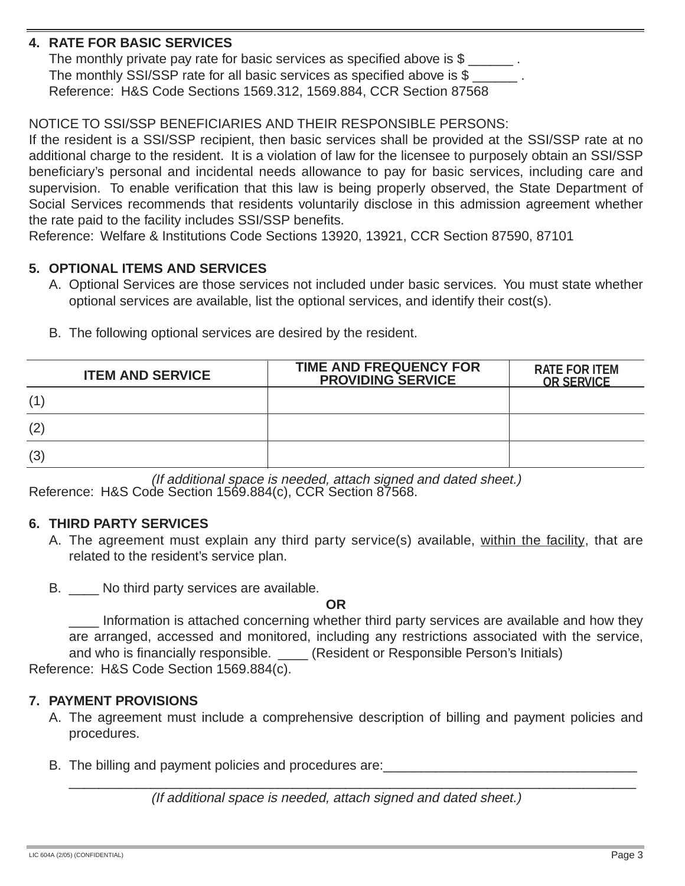**4. RATE FOR BASIC SERVICES**

The monthly private pay rate for basic services as specified above is $ ______ .

The monthly SSI/SSP rate for all basic services as specified above is $ ______ .

Reference: H&S Code Sections 1569.312, 1569.884, CCR Section 87568

NOTICE TO SSI/SSP BENEFICIARIES AND THEIR RESPONSIBLE PERSONS:

If the resident is a SSI/SSP recipient, then basic services shall be provided at the SSI/SSP rate at no additional charge to the resident. It is a violation of law for the licensee to purposely obtain an SSI/SSP beneficiary's personal and incidental needs allowance to pay for basic services, including care and supervision. To enable verification that this law is being properly observed, the State Department of Social Services recommends that residents voluntarily disclose in this admission agreement whether the rate paid to the facility includes SSI/SSP benefits.

Reference: Welfare & Institutions Code Sections 13920, 13921, CCR Section 87590, 87101

**5. OPTIONAL ITEMS AND SERVICES**

A. Optional Services are those services not included under basic services. You must state whether optional services are available, list the optional services, and identify their cost(s).

B. The following optional services are desired by the resident.

| ITEM AND SERVICE | TIME AND FREQUENCY FOR PROVIDING SERVICE | RATE FOR ITEM OR SERVICE |
|---|---|---|
| (1) | | |
| (2) | | |
| (3) | | |

*(If additional space is needed, attach signed and dated sheet.)*

Reference: H&S Code Section 1569.884(c), CCR Section 87568.

**6. THIRD PARTY SERVICES**

A. The agreement must explain any third party service(s) available, <u>within the facility</u>, that are related to the resident's service plan.

B. ____ No third party services are available.

**OR**

____ Information is attached concerning whether third party services are available and how they are arranged, accessed and monitored, including any restrictions associated with the service, and who is financially responsible. ____ (Resident or Responsible Person's Initials)

Reference: H&S Code Section 1569.884(c).

**7. PAYMENT PROVISIONS**

A. The agreement must include a comprehensive description of billing and payment policies and procedures.

B. The billing and payment policies and procedures are:___________________________________

_____________________________________________________________________________

*(If additional space is needed, attach signed and dated sheet.)*

LIC 604A (2/05) (CONFIDENTIAL)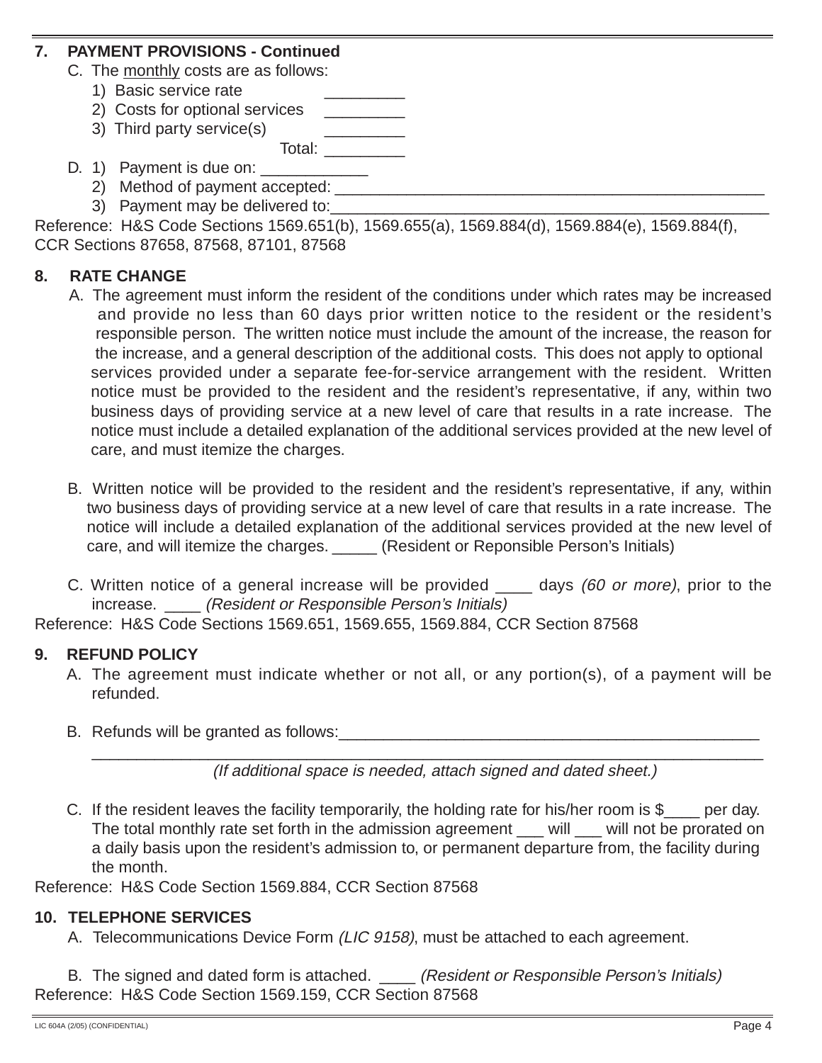**7. PAYMENT PROVISIONS - Continued**

C. The monthly costs are as follows:

1) Basic service rate _________
2) Costs for optional services _________
3) Third party service(s) _________

Total: _________

D. 1) Payment is due on: ____________

2) Method of payment accepted: ___________________________________________________

3) Payment may be delivered to:____________________________________________________

Reference: H&S Code Sections 1569.651(b), 1569.655(a), 1569.884(d), 1569.884(e), 1569.884(f), CCR Sections 87658, 87568, 87101, 87568

**8. RATE CHANGE**

A. The agreement must inform the resident of the conditions under which rates may be increased and provide no less than 60 days prior written notice to the resident or the resident's responsible person. The written notice must include the amount of the increase, the reason for the increase, and a general description of the additional costs. This does not apply to optional services provided under a separate fee-for-service arrangement with the resident. Written notice must be provided to the resident and the resident's representative, if any, within two business days of providing service at a new level of care that results in a rate increase. The notice must include a detailed explanation of the additional services provided at the new level of care, and must itemize the charges.

B. Written notice will be provided to the resident and the resident's representative, if any, within two business days of providing service at a new level of care that results in a rate increase. The notice will include a detailed explanation of the additional services provided at the new level of care, and will itemize the charges. _____ (Resident or Reponsible Person's Initials)

C. Written notice of a general increase will be provided ____ days *(60 or more)*, prior to the increase. ____ *(Resident or Responsible Person's Initials)*

Reference: H&S Code Sections 1569.651, 1569.655, 1569.884, CCR Section 87568

**9. REFUND POLICY**

A. The agreement must indicate whether or not all, or any portion(s), of a payment will be refunded.

B. Refunds will be granted as follows:__________________________________________________
_________________________________________________________________________

*(If additional space is needed, attach signed and dated sheet.)*

C. If the resident leaves the facility temporarily, the holding rate for his/her room is $____ per day. The total monthly rate set forth in the admission agreement ___ will ___ will not be prorated on a daily basis upon the resident's admission to, or permanent departure from, the facility during the month.

Reference: H&S Code Section 1569.884, CCR Section 87568

**10. TELEPHONE SERVICES**

A. Telecommunications Device Form *(LIC 9158)*, must be attached to each agreement.

B. The signed and dated form is attached. ____ *(Resident or Responsible Person's Initials)*

Reference: H&S Code Section 1569.159, CCR Section 87568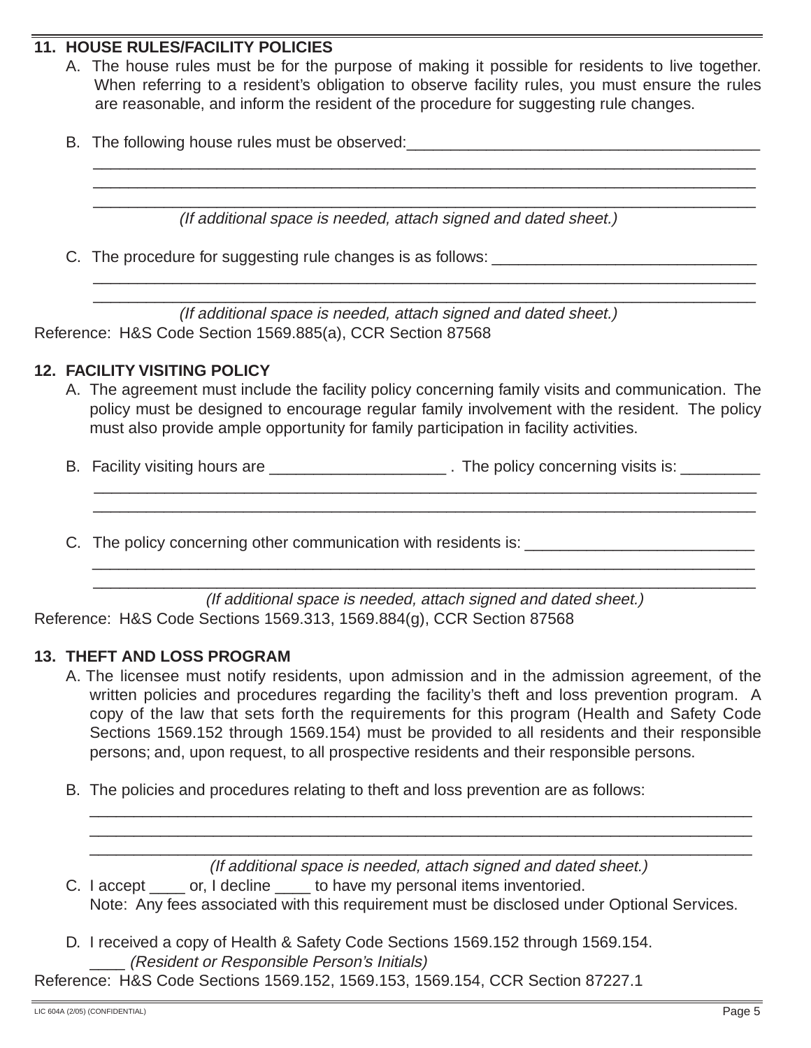## 11. HOUSE RULES/FACILITY POLICIES

A. The house rules must be for the purpose of making it possible for residents to live together. When referring to a resident's obligation to observe facility rules, you must ensure the rules are reasonable, and inform the resident of the procedure for suggesting rule changes.

B. The following house rules must be observed:_________________________________________
_______________________________________________________________________________
_______________________________________________________________________________
_______________________________________________________________________________
*(If additional space is needed, attach signed and dated sheet.)*

C. The procedure for suggesting rule changes is as follows: _______________________________
_______________________________________________________________________________
_______________________________________________________________________________
*(If additional space is needed, attach signed and dated sheet.)*

Reference: H&S Code Section 1569.885(a), CCR Section 87568

## 12. FACILITY VISITING POLICY

A. The agreement must include the facility policy concerning family visits and communication. The policy must be designed to encourage regular family involvement with the resident. The policy must also provide ample opportunity for family participation in facility activities.

B. Facility visiting hours are ____________________ . The policy concerning visits is: _________
_______________________________________________________________________________
_______________________________________________________________________________

C. The policy concerning other communication with residents is: __________________________
_______________________________________________________________________________
_______________________________________________________________________________
*(If additional space is needed, attach signed and dated sheet.)*

Reference: H&S Code Sections 1569.313, 1569.884(g), CCR Section 87568

## 13. THEFT AND LOSS PROGRAM

A. The licensee must notify residents, upon admission and in the admission agreement, of the written policies and procedures regarding the facility's theft and loss prevention program. A copy of the law that sets forth the requirements for this program (Health and Safety Code Sections 1569.152 through 1569.154) must be provided to all residents and their responsible persons; and, upon request, to all prospective residents and their responsible persons.

B. The policies and procedures relating to theft and loss prevention are as follows:
_______________________________________________________________________________
_______________________________________________________________________________
_______________________________________________________________________________
*(If additional space is needed, attach signed and dated sheet.)*

C. I accept ____ or, I decline ____ to have my personal items inventoried.
Note: Any fees associated with this requirement must be disclosed under Optional Services.

D. I received a copy of Health & Safety Code Sections 1569.152 through 1569.154.
____ *(Resident or Responsible Person's Initials)*

Reference: H&S Code Sections 1569.152, 1569.153, 1569.154, CCR Section 87227.1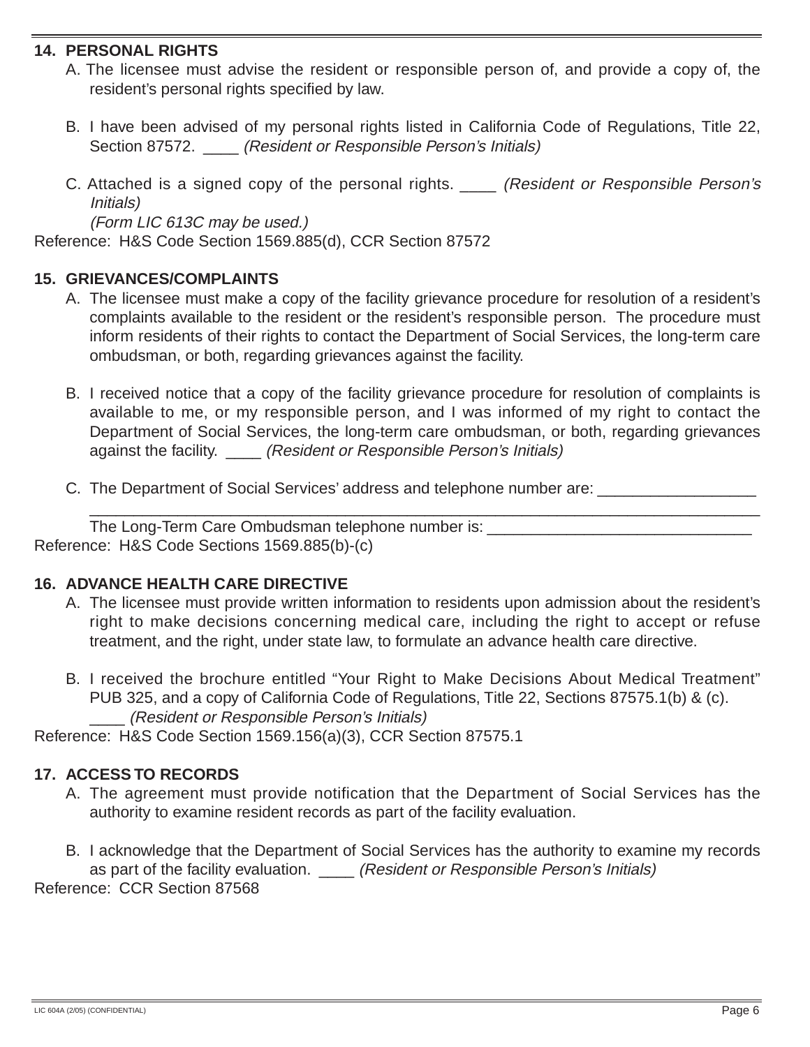## 14. PERSONAL RIGHTS

A. The licensee must advise the resident or responsible person of, and provide a copy of, the resident's personal rights specified by law.

B. I have been advised of my personal rights listed in California Code of Regulations, Title 22, Section 87572. ____ *(Resident or Responsible Person's Initials)*

C. Attached is a signed copy of the personal rights. ____ *(Resident or Responsible Person's Initials)*
*(Form LIC 613C may be used.)*

Reference: H&S Code Section 1569.885(d), CCR Section 87572

## 15. GRIEVANCES/COMPLAINTS

A. The licensee must make a copy of the facility grievance procedure for resolution of a resident's complaints available to the resident or the resident's responsible person. The procedure must inform residents of their rights to contact the Department of Social Services, the long-term care ombudsman, or both, regarding grievances against the facility.

B. I received notice that a copy of the facility grievance procedure for resolution of complaints is available to me, or my responsible person, and I was informed of my right to contact the Department of Social Services, the long-term care ombudsman, or both, regarding grievances against the facility. ____ *(Resident or Responsible Person's Initials)*

C. The Department of Social Services' address and telephone number are: __________________
________________________________________________________________________________
The Long-Term Care Ombudsman telephone number is: ______________________________

Reference: H&S Code Sections 1569.885(b)-(c)

## 16. ADVANCE HEALTH CARE DIRECTIVE

A. The licensee must provide written information to residents upon admission about the resident's right to make decisions concerning medical care, including the right to accept or refuse treatment, and the right, under state law, to formulate an advance health care directive.

B. I received the brochure entitled "Your Right to Make Decisions About Medical Treatment" PUB 325, and a copy of California Code of Regulations, Title 22, Sections 87575.1(b) & (c).
____ *(Resident or Responsible Person's Initials)*

Reference: H&S Code Section 1569.156(a)(3), CCR Section 87575.1

## 17. ACCESS TO RECORDS

A. The agreement must provide notification that the Department of Social Services has the authority to examine resident records as part of the facility evaluation.

B. I acknowledge that the Department of Social Services has the authority to examine my records as part of the facility evaluation. ____ *(Resident or Responsible Person's Initials)*

Reference: CCR Section 87568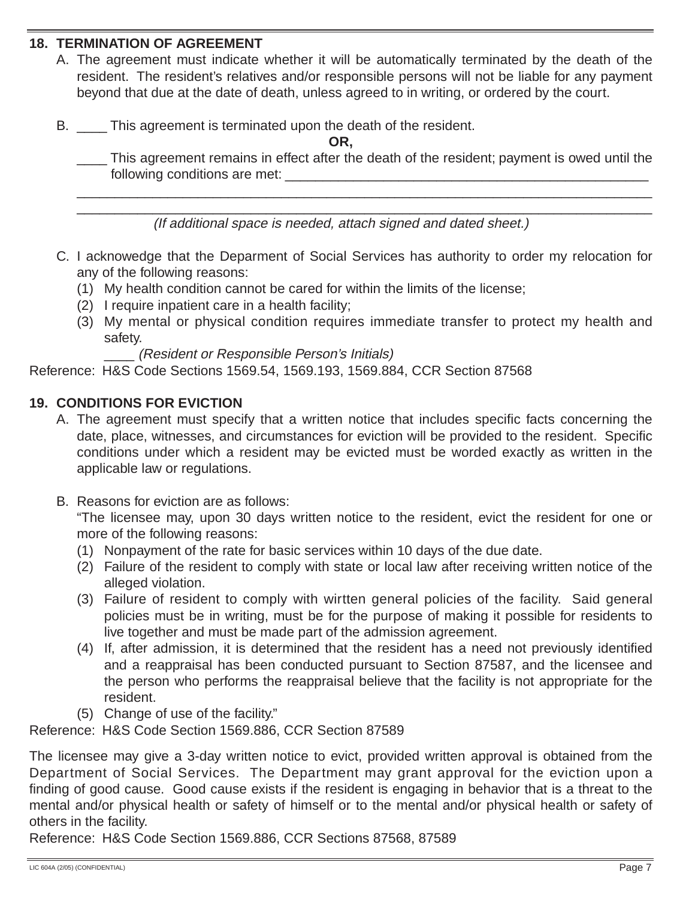## 18. TERMINATION OF AGREEMENT

A. The agreement must indicate whether it will be automatically terminated by the death of the resident. The resident's relatives and/or responsible persons will not be liable for any payment beyond that due at the date of death, unless agreed to in writing, or ordered by the court.

B. ____ This agreement is terminated upon the death of the resident.

**OR,**

____ This agreement remains in effect after the death of the resident; payment is owed until the following conditions are met: ______________________________________________

___________________________________________________________________________

___________________________________________________________________________

*(If additional space is needed, attach signed and dated sheet.)*

C. I acknowedge that the Deparment of Social Services has authority to order my relocation for any of the following reasons:

(1) My health condition cannot be cared for within the limits of the license;
(2) I require inpatient care in a health facility;
(3) My mental or physical condition requires immediate transfer to protect my health and safety.

____ *(Resident or Responsible Person's Initials)*

Reference: H&S Code Sections 1569.54, 1569.193, 1569.884, CCR Section 87568

## 19. CONDITIONS FOR EVICTION

A. The agreement must specify that a written notice that includes specific facts concerning the date, place, witnesses, and circumstances for eviction will be provided to the resident. Specific conditions under which a resident may be evicted must be worded exactly as written in the applicable law or regulations.

B. Reasons for eviction are as follows:

"The licensee may, upon 30 days written notice to the resident, evict the resident for one or more of the following reasons:

(1) Nonpayment of the rate for basic services within 10 days of the due date.
(2) Failure of the resident to comply with state or local law after receiving written notice of the alleged violation.
(3) Failure of resident to comply with wirtten general policies of the facility. Said general policies must be in writing, must be for the purpose of making it possible for residents to live together and must be made part of the admission agreement.
(4) If, after admission, it is determined that the resident has a need not previously identified and a reappraisal has been conducted pursuant to Section 87587, and the licensee and the person who performs the reappraisal believe that the facility is not appropriate for the resident.
(5) Change of use of the facility."

Reference: H&S Code Section 1569.886, CCR Section 87589

The licensee may give a 3-day written notice to evict, provided written approval is obtained from the Department of Social Services. The Department may grant approval for the eviction upon a finding of good cause. Good cause exists if the resident is engaging in behavior that is a threat to the mental and/or physical health or safety of himself or to the mental and/or physical health or safety of others in the facility.

Reference: H&S Code Section 1569.886, CCR Sections 87568, 87589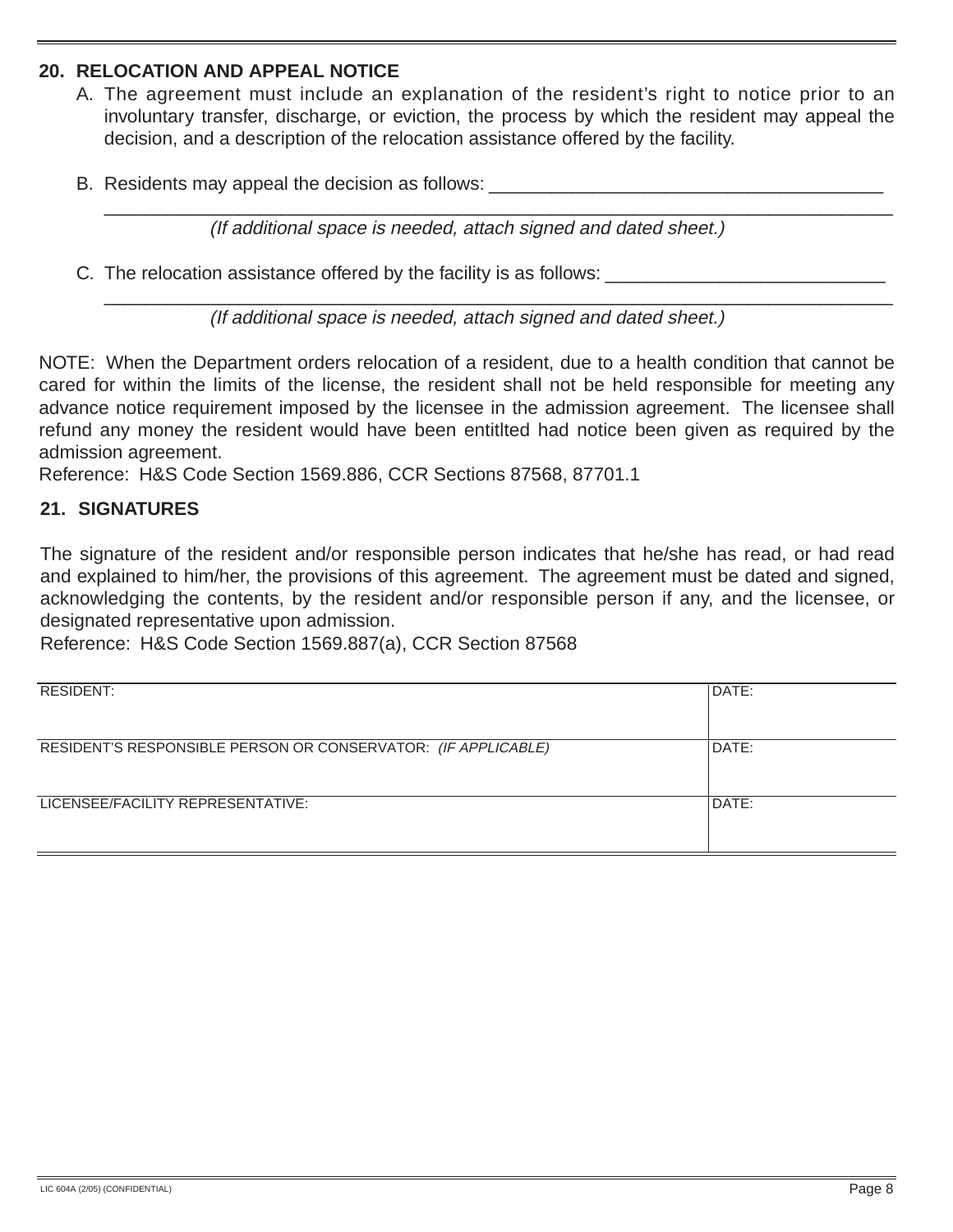## 20. RELOCATION AND APPEAL NOTICE

A. The agreement must include an explanation of the resident's right to notice prior to an involuntary transfer, discharge, or eviction, the process by which the resident may appeal the decision, and a description of the relocation assistance offered by the facility.

B. Residents may appeal the decision as follows: _______________________________________

_______________________________________________________________________________

*(If additional space is needed, attach signed and dated sheet.)*

C. The relocation assistance offered by the facility is as follows: ___________________________

_______________________________________________________________________________

*(If additional space is needed, attach signed and dated sheet.)*

NOTE: When the Department orders relocation of a resident, due to a health condition that cannot be cared for within the limits of the license, the resident shall not be held responsible for meeting any advance notice requirement imposed by the licensee in the admission agreement. The licensee shall refund any money the resident would have been entitlted had notice been given as required by the admission agreement.

Reference: H&S Code Section 1569.886, CCR Sections 87568, 87701.1

## 21. SIGNATURES

The signature of the resident and/or responsible person indicates that he/she has read, or had read and explained to him/her, the provisions of this agreement. The agreement must be dated and signed, acknowledging the contents, by the resident and/or responsible person if any, and the licensee, or designated representative upon admission.

Reference: H&S Code Section 1569.887(a), CCR Section 87568

| | |
|---|---|
| RESIDENT: | DATE: |
| RESIDENT'S RESPONSIBLE PERSON OR CONSERVATOR: *(IF APPLICABLE)* | DATE: |
| LICENSEE/FACILITY REPRESENTATIVE: | DATE: |

LIC 604A (2/05) (CONFIDENTIAL)